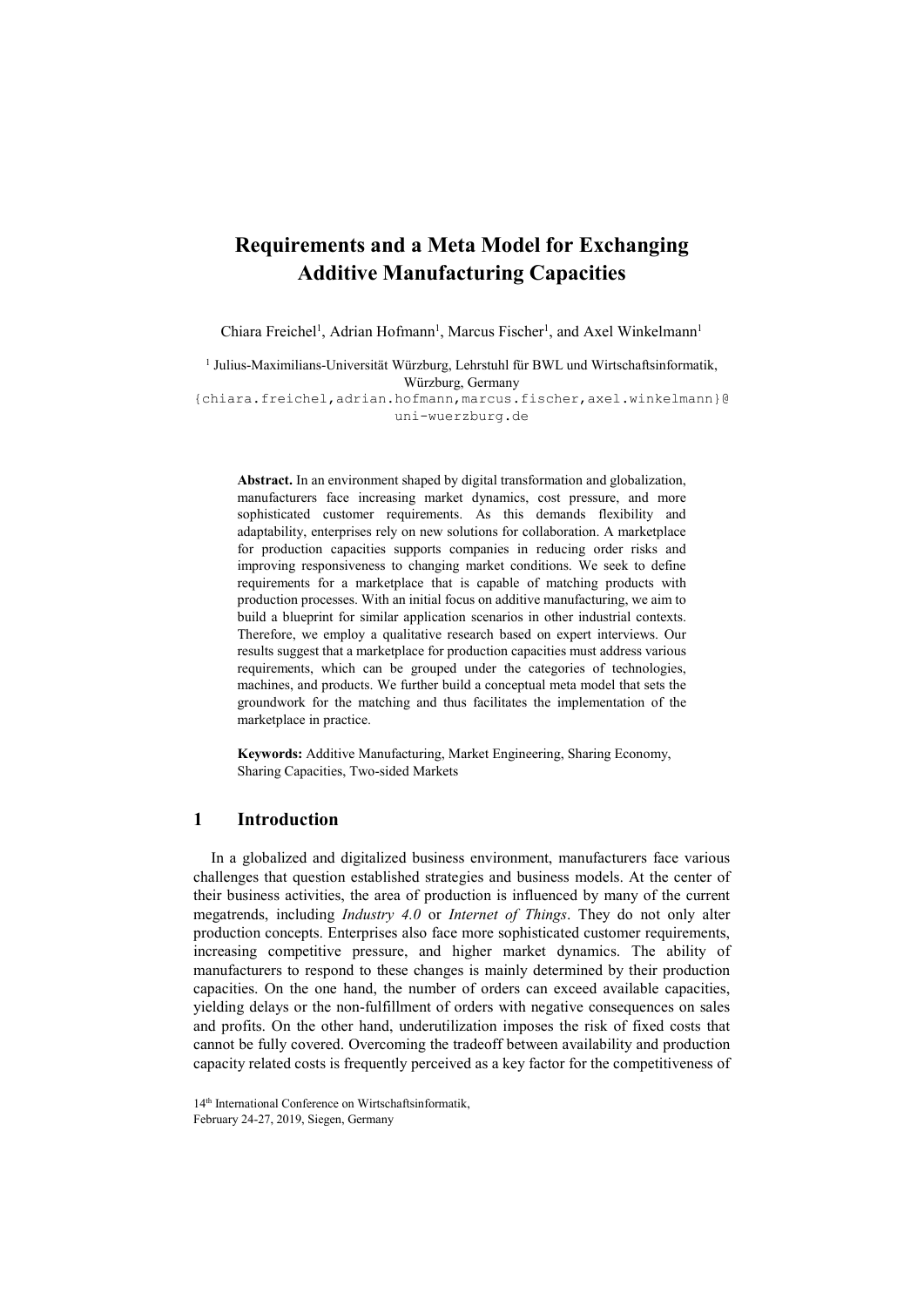# Requirements and a Meta Model for Exchanging Additive Manufacturing Capacities

Chiara Freichel[1], Adrian Hofmann[1], Marcus Fischer[1], and Axel Winkelmann[1]

[1] Julius-Maximilians-Universität Würzburg, Lehrstuhl für BWL und Wirtschaftsinformatik, Würzburg, Germany
{chiara.freichel,adrian.hofmann,marcus.fischer,axel.winkelmann}@uni-wuerzburg.de

**Abstract.** In an environment shaped by digital transformation and globalization, manufacturers face increasing market dynamics, cost pressure, and more sophisticated customer requirements. As this demands flexibility and adaptability, enterprises rely on new solutions for collaboration. A marketplace for production capacities supports companies in reducing order risks and improving responsiveness to changing market conditions. We seek to define requirements for a marketplace that is capable of matching products with production processes. With an initial focus on additive manufacturing, we aim to build a blueprint for similar application scenarios in other industrial contexts. Therefore, we employ a qualitative research based on expert interviews. Our results suggest that a marketplace for production capacities must address various requirements, which can be grouped under the categories of technologies, machines, and products. We further build a conceptual meta model that sets the groundwork for the matching and thus facilitates the implementation of the marketplace in practice.

**Keywords:** Additive Manufacturing, Market Engineering, Sharing Economy, Sharing Capacities, Two-sided Markets

## 1 Introduction

In a globalized and digitalized business environment, manufacturers face various challenges that question established strategies and business models. At the center of their business activities, the area of production is influenced by many of the current megatrends, including *Industry 4.0* or *Internet of Things*. They do not only alter production concepts. Enterprises also face more sophisticated customer requirements, increasing competitive pressure, and higher market dynamics. The ability of manufacturers to respond to these changes is mainly determined by their production capacities. On the one hand, the number of orders can exceed available capacities, yielding delays or the non-fulfillment of orders with negative consequences on sales and profits. On the other hand, underutilization imposes the risk of fixed costs that cannot be fully covered. Overcoming the tradeoff between availability and production capacity related costs is frequently perceived as a key factor for the competitiveness of

14th International Conference on Wirtschaftsinformatik,
February 24-27, 2019, Siegen, Germany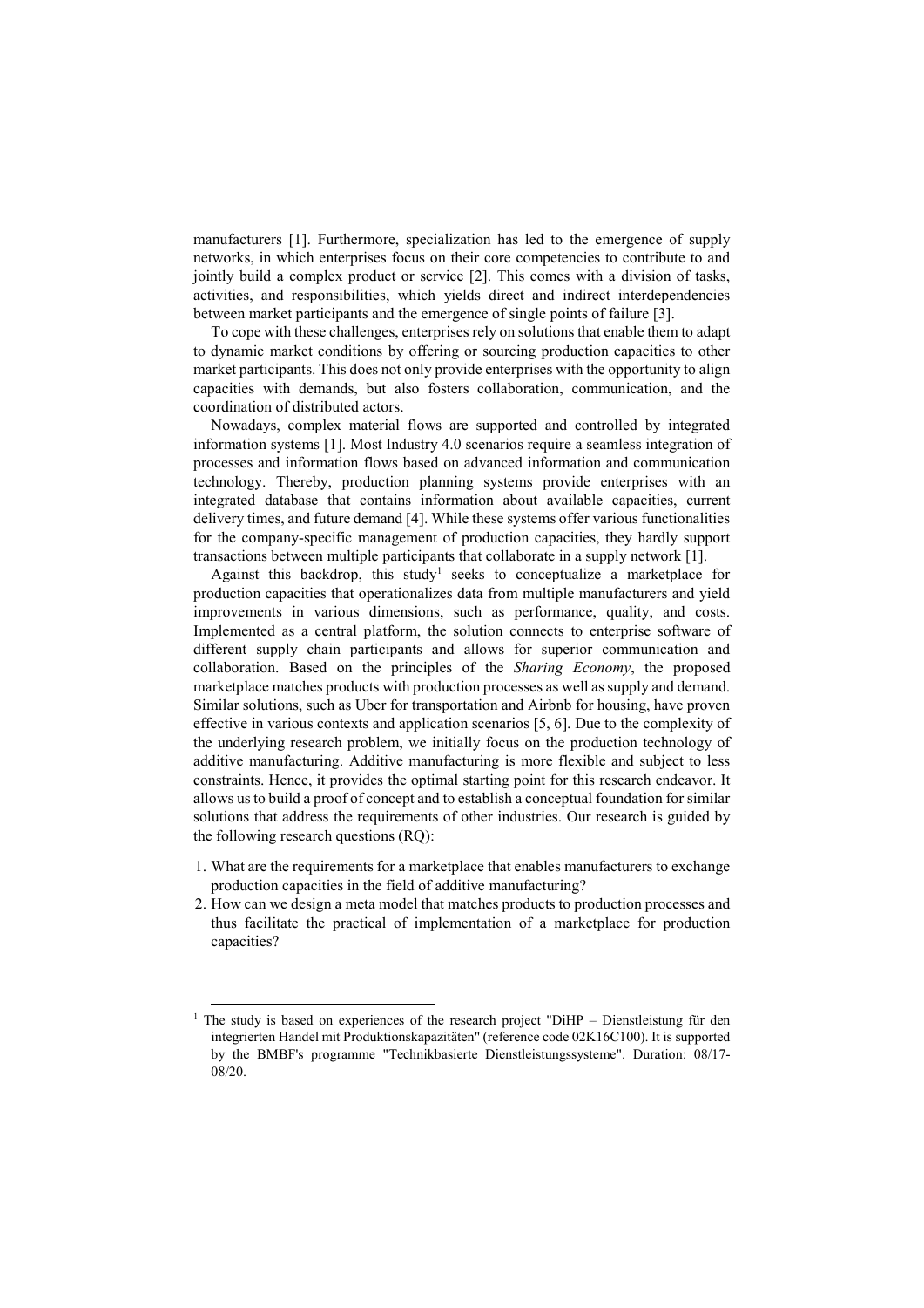manufacturers [1]. Furthermore, specialization has led to the emergence of supply networks, in which enterprises focus on their core competencies to contribute to and jointly build a complex product or service [2]. This comes with a division of tasks, activities, and responsibilities, which yields direct and indirect interdependencies between market participants and the emergence of single points of failure [3].

To cope with these challenges, enterprises rely on solutions that enable them to adapt to dynamic market conditions by offering or sourcing production capacities to other market participants. This does not only provide enterprises with the opportunity to align capacities with demands, but also fosters collaboration, communication, and the coordination of distributed actors.

Nowadays, complex material flows are supported and controlled by integrated information systems [1]. Most Industry 4.0 scenarios require a seamless integration of processes and information flows based on advanced information and communication technology. Thereby, production planning systems provide enterprises with an integrated database that contains information about available capacities, current delivery times, and future demand [4]. While these systems offer various functionalities for the company-specific management of production capacities, they hardly support transactions between multiple participants that collaborate in a supply network [1].

Against this backdrop, this study[1] seeks to conceptualize a marketplace for production capacities that operationalizes data from multiple manufacturers and yield improvements in various dimensions, such as performance, quality, and costs. Implemented as a central platform, the solution connects to enterprise software of different supply chain participants and allows for superior communication and collaboration. Based on the principles of the *Sharing Economy*, the proposed marketplace matches products with production processes as well as supply and demand. Similar solutions, such as Uber for transportation and Airbnb for housing, have proven effective in various contexts and application scenarios [5, 6]. Due to the complexity of the underlying research problem, we initially focus on the production technology of additive manufacturing. Additive manufacturing is more flexible and subject to less constraints. Hence, it provides the optimal starting point for this research endeavor. It allows us to build a proof of concept and to establish a conceptual foundation for similar solutions that address the requirements of other industries. Our research is guided by the following research questions (RQ):

1. What are the requirements for a marketplace that enables manufacturers to exchange production capacities in the field of additive manufacturing?
2. How can we design a meta model that matches products to production processes and thus facilitate the practical of implementation of a marketplace for production capacities?

---

[1] The study is based on experiences of the research project "DiHP – Dienstleistung für den integrierten Handel mit Produktionskapazitäten" (reference code 02K16C100). It is supported by the BMBF's programme "Technikbasierte Dienstleistungssysteme". Duration: 08/17-08/20.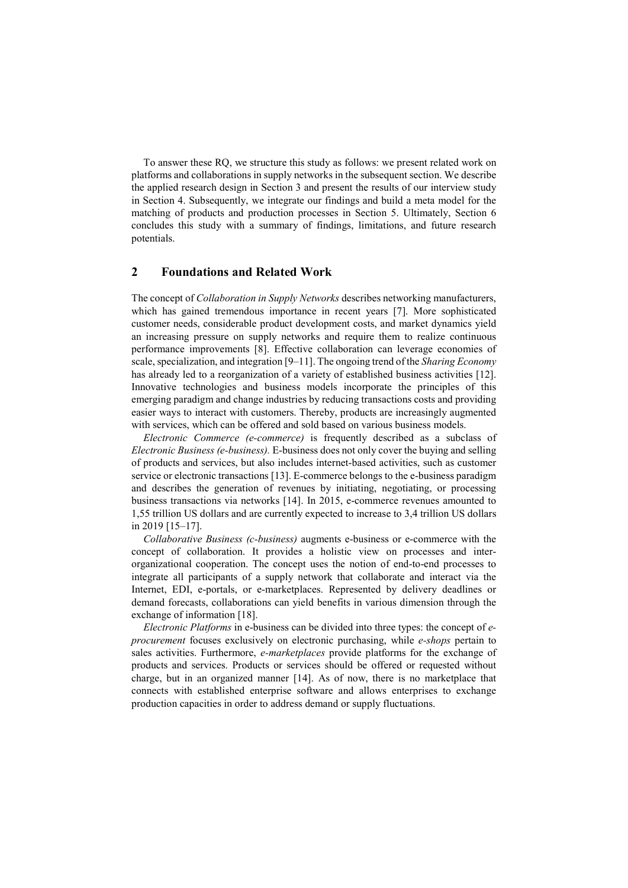To answer these RQ, we structure this study as follows: we present related work on platforms and collaborations in supply networks in the subsequent section. We describe the applied research design in Section 3 and present the results of our interview study in Section 4. Subsequently, we integrate our findings and build a meta model for the matching of products and production processes in Section 5. Ultimately, Section 6 concludes this study with a summary of findings, limitations, and future research potentials.

## 2 Foundations and Related Work

The concept of *Collaboration in Supply Networks* describes networking manufacturers, which has gained tremendous importance in recent years [7]. More sophisticated customer needs, considerable product development costs, and market dynamics yield an increasing pressure on supply networks and require them to realize continuous performance improvements [8]. Effective collaboration can leverage economies of scale, specialization, and integration [9–11]. The ongoing trend of the *Sharing Economy* has already led to a reorganization of a variety of established business activities [12]. Innovative technologies and business models incorporate the principles of this emerging paradigm and change industries by reducing transactions costs and providing easier ways to interact with customers. Thereby, products are increasingly augmented with services, which can be offered and sold based on various business models.

*Electronic Commerce (e-commerce)* is frequently described as a subclass of *Electronic Business (e-business).* E-business does not only cover the buying and selling of products and services, but also includes internet-based activities, such as customer service or electronic transactions [13]. E-commerce belongs to the e-business paradigm and describes the generation of revenues by initiating, negotiating, or processing business transactions via networks [14]. In 2015, e-commerce revenues amounted to 1,55 trillion US dollars and are currently expected to increase to 3,4 trillion US dollars in 2019 [15–17].

*Collaborative Business (c-business)* augments e-business or e-commerce with the concept of collaboration. It provides a holistic view on processes and inter-organizational cooperation. The concept uses the notion of end-to-end processes to integrate all participants of a supply network that collaborate and interact via the Internet, EDI, e-portals, or e-marketplaces. Represented by delivery deadlines or demand forecasts, collaborations can yield benefits in various dimension through the exchange of information [18].

*Electronic Platforms* in e-business can be divided into three types: the concept of *e-procurement* focuses exclusively on electronic purchasing, while *e-shops* pertain to sales activities. Furthermore, *e-marketplaces* provide platforms for the exchange of products and services. Products or services should be offered or requested without charge, but in an organized manner [14]. As of now, there is no marketplace that connects with established enterprise software and allows enterprises to exchange production capacities in order to address demand or supply fluctuations.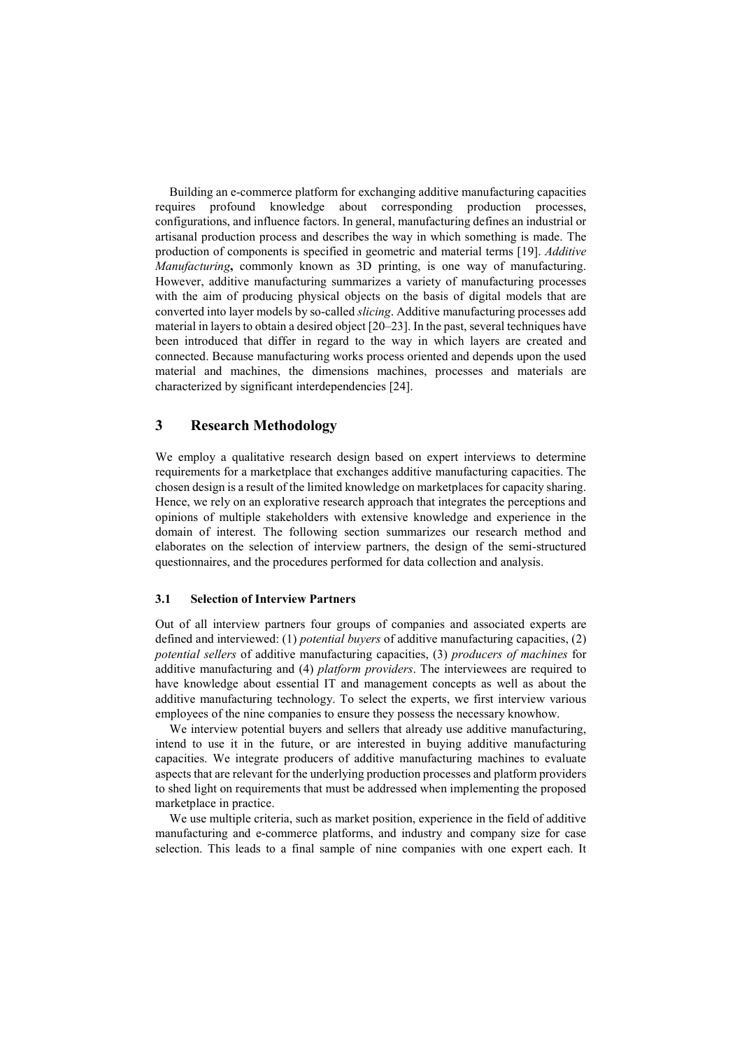Building an e-commerce platform for exchanging additive manufacturing capacities requires profound knowledge about corresponding production processes, configurations, and influence factors. In general, manufacturing defines an industrial or artisanal production process and describes the way in which something is made. The production of components is specified in geometric and material terms [19]. *Additive Manufacturing***,** commonly known as 3D printing, is one way of manufacturing. However, additive manufacturing summarizes a variety of manufacturing processes with the aim of producing physical objects on the basis of digital models that are converted into layer models by so-called *slicing*. Additive manufacturing processes add material in layers to obtain a desired object [20–23]. In the past, several techniques have been introduced that differ in regard to the way in which layers are created and connected. Because manufacturing works process oriented and depends upon the used material and machines, the dimensions machines, processes and materials are characterized by significant interdependencies [24].

## 3 Research Methodology

We employ a qualitative research design based on expert interviews to determine requirements for a marketplace that exchanges additive manufacturing capacities. The chosen design is a result of the limited knowledge on marketplaces for capacity sharing. Hence, we rely on an explorative research approach that integrates the perceptions and opinions of multiple stakeholders with extensive knowledge and experience in the domain of interest. The following section summarizes our research method and elaborates on the selection of interview partners, the design of the semi-structured questionnaires, and the procedures performed for data collection and analysis.

### 3.1 Selection of Interview Partners

Out of all interview partners four groups of companies and associated experts are defined and interviewed: (1) *potential buyers* of additive manufacturing capacities, (2) *potential sellers* of additive manufacturing capacities, (3) *producers of machines* for additive manufacturing and (4) *platform providers*. The interviewees are required to have knowledge about essential IT and management concepts as well as about the additive manufacturing technology. To select the experts, we first interview various employees of the nine companies to ensure they possess the necessary knowhow.

We interview potential buyers and sellers that already use additive manufacturing, intend to use it in the future, or are interested in buying additive manufacturing capacities. We integrate producers of additive manufacturing machines to evaluate aspects that are relevant for the underlying production processes and platform providers to shed light on requirements that must be addressed when implementing the proposed marketplace in practice.

We use multiple criteria, such as market position, experience in the field of additive manufacturing and e-commerce platforms, and industry and company size for case selection. This leads to a final sample of nine companies with one expert each. It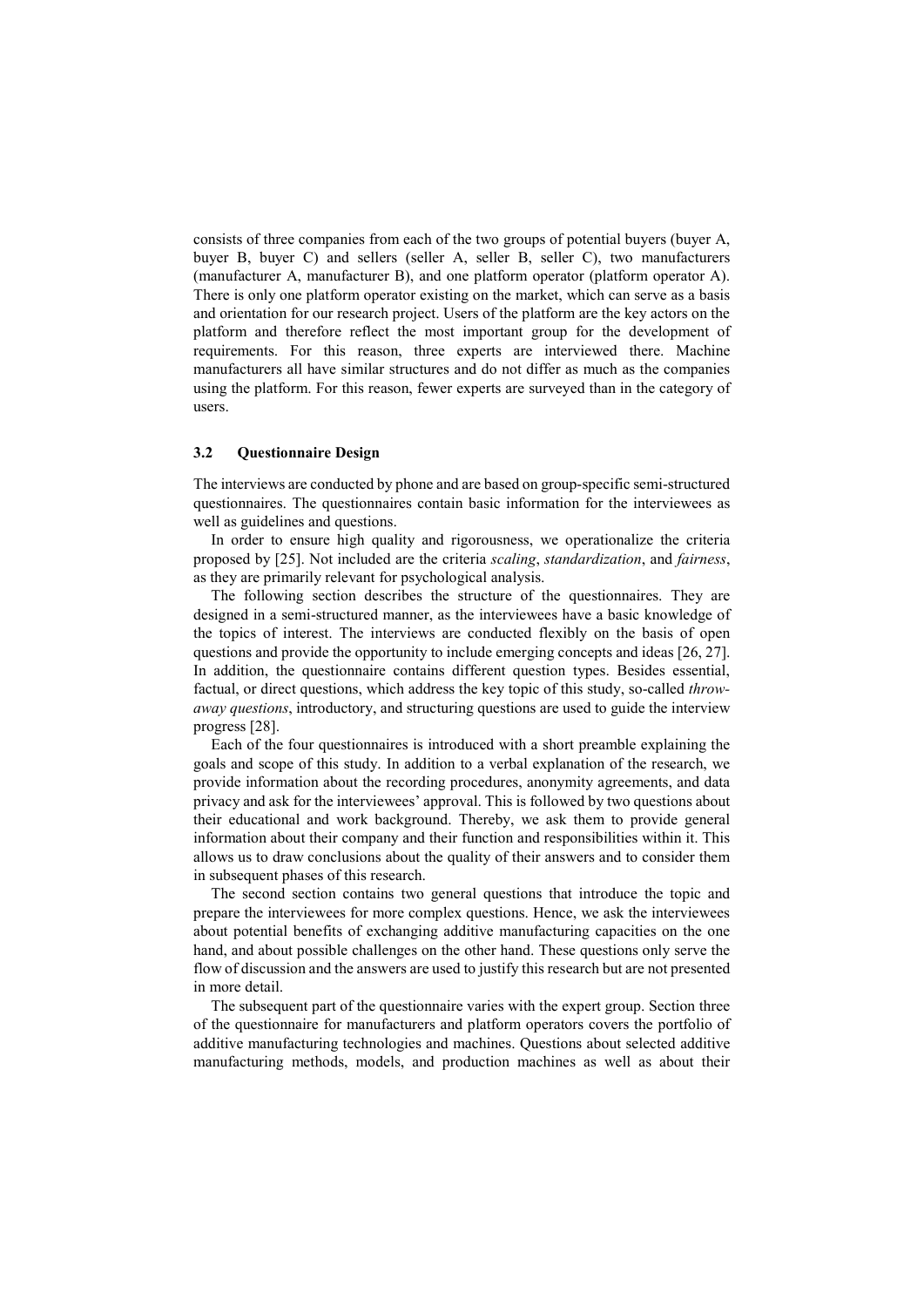consists of three companies from each of the two groups of potential buyers (buyer A, buyer B, buyer C) and sellers (seller A, seller B, seller C), two manufacturers (manufacturer A, manufacturer B), and one platform operator (platform operator A). There is only one platform operator existing on the market, which can serve as a basis and orientation for our research project. Users of the platform are the key actors on the platform and therefore reflect the most important group for the development of requirements. For this reason, three experts are interviewed there. Machine manufacturers all have similar structures and do not differ as much as the companies using the platform. For this reason, fewer experts are surveyed than in the category of users.

### 3.2 Questionnaire Design

The interviews are conducted by phone and are based on group-specific semi-structured questionnaires. The questionnaires contain basic information for the interviewees as well as guidelines and questions.

In order to ensure high quality and rigorousness, we operationalize the criteria proposed by [25]. Not included are the criteria *scaling*, *standardization*, and *fairness*, as they are primarily relevant for psychological analysis.

The following section describes the structure of the questionnaires. They are designed in a semi-structured manner, as the interviewees have a basic knowledge of the topics of interest. The interviews are conducted flexibly on the basis of open questions and provide the opportunity to include emerging concepts and ideas [26, 27]. In addition, the questionnaire contains different question types. Besides essential, factual, or direct questions, which address the key topic of this study, so-called *throw-away questions*, introductory, and structuring questions are used to guide the interview progress [28].

Each of the four questionnaires is introduced with a short preamble explaining the goals and scope of this study. In addition to a verbal explanation of the research, we provide information about the recording procedures, anonymity agreements, and data privacy and ask for the interviewees' approval. This is followed by two questions about their educational and work background. Thereby, we ask them to provide general information about their company and their function and responsibilities within it. This allows us to draw conclusions about the quality of their answers and to consider them in subsequent phases of this research.

The second section contains two general questions that introduce the topic and prepare the interviewees for more complex questions. Hence, we ask the interviewees about potential benefits of exchanging additive manufacturing capacities on the one hand, and about possible challenges on the other hand. These questions only serve the flow of discussion and the answers are used to justify this research but are not presented in more detail.

The subsequent part of the questionnaire varies with the expert group. Section three of the questionnaire for manufacturers and platform operators covers the portfolio of additive manufacturing technologies and machines. Questions about selected additive manufacturing methods, models, and production machines as well as about their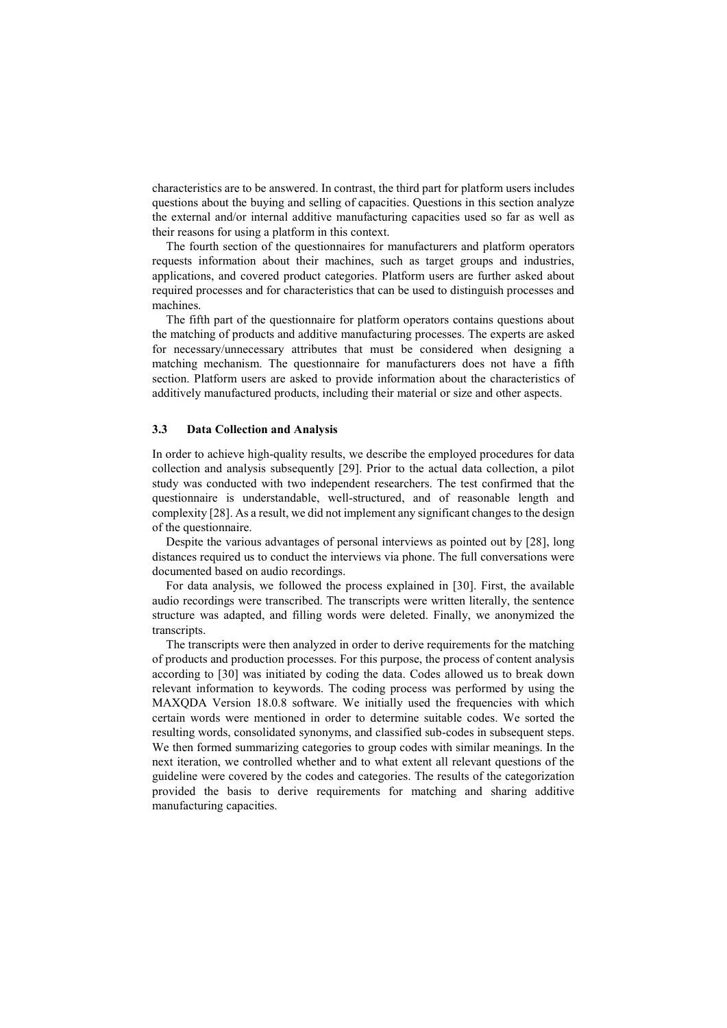characteristics are to be answered. In contrast, the third part for platform users includes questions about the buying and selling of capacities. Questions in this section analyze the external and/or internal additive manufacturing capacities used so far as well as their reasons for using a platform in this context.

The fourth section of the questionnaires for manufacturers and platform operators requests information about their machines, such as target groups and industries, applications, and covered product categories. Platform users are further asked about required processes and for characteristics that can be used to distinguish processes and machines.

The fifth part of the questionnaire for platform operators contains questions about the matching of products and additive manufacturing processes. The experts are asked for necessary/unnecessary attributes that must be considered when designing a matching mechanism. The questionnaire for manufacturers does not have a fifth section. Platform users are asked to provide information about the characteristics of additively manufactured products, including their material or size and other aspects.

### 3.3 Data Collection and Analysis

In order to achieve high-quality results, we describe the employed procedures for data collection and analysis subsequently [29]. Prior to the actual data collection, a pilot study was conducted with two independent researchers. The test confirmed that the questionnaire is understandable, well-structured, and of reasonable length and complexity [28]. As a result, we did not implement any significant changes to the design of the questionnaire.

Despite the various advantages of personal interviews as pointed out by [28], long distances required us to conduct the interviews via phone. The full conversations were documented based on audio recordings.

For data analysis, we followed the process explained in [30]. First, the available audio recordings were transcribed. The transcripts were written literally, the sentence structure was adapted, and filling words were deleted. Finally, we anonymized the transcripts.

The transcripts were then analyzed in order to derive requirements for the matching of products and production processes. For this purpose, the process of content analysis according to [30] was initiated by coding the data. Codes allowed us to break down relevant information to keywords. The coding process was performed by using the MAXQDA Version 18.0.8 software. We initially used the frequencies with which certain words were mentioned in order to determine suitable codes. We sorted the resulting words, consolidated synonyms, and classified sub-codes in subsequent steps. We then formed summarizing categories to group codes with similar meanings. In the next iteration, we controlled whether and to what extent all relevant questions of the guideline were covered by the codes and categories. The results of the categorization provided the basis to derive requirements for matching and sharing additive manufacturing capacities.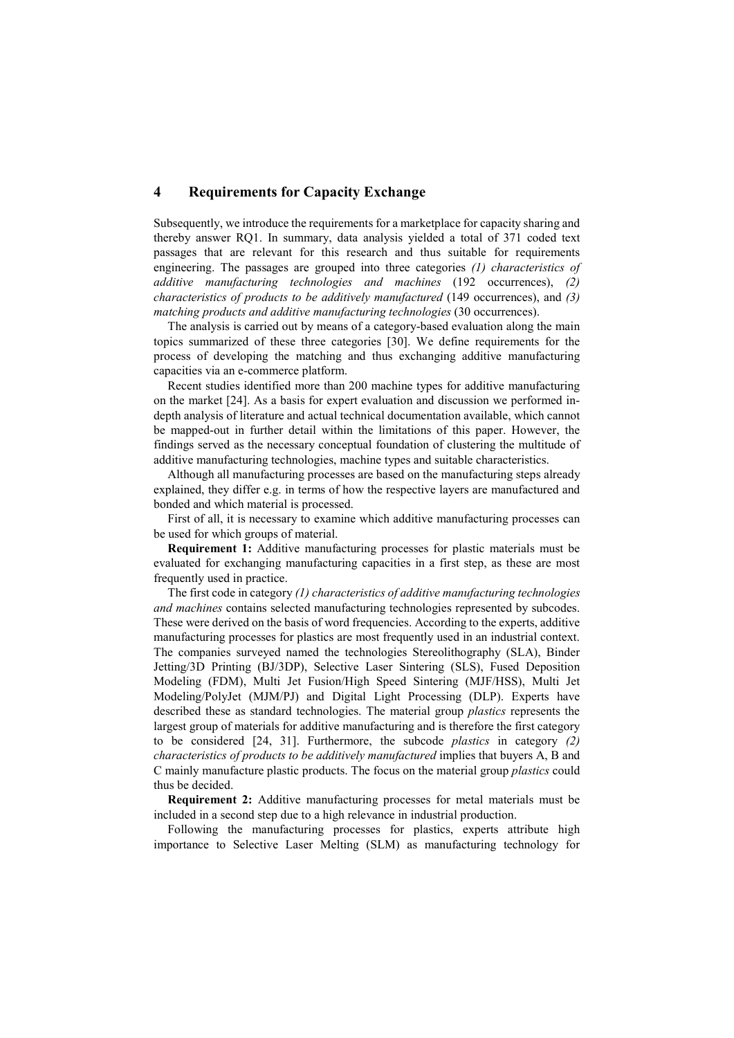# 4 Requirements for Capacity Exchange

Subsequently, we introduce the requirements for a marketplace for capacity sharing and thereby answer RQ1. In summary, data analysis yielded a total of 371 coded text passages that are relevant for this research and thus suitable for requirements engineering. The passages are grouped into three categories *(1) characteristics of additive manufacturing technologies and machines* (192 occurrences), *(2) characteristics of products to be additively manufactured* (149 occurrences), and *(3) matching products and additive manufacturing technologies* (30 occurrences).

The analysis is carried out by means of a category-based evaluation along the main topics summarized of these three categories [30]. We define requirements for the process of developing the matching and thus exchanging additive manufacturing capacities via an e-commerce platform.

Recent studies identified more than 200 machine types for additive manufacturing on the market [24]. As a basis for expert evaluation and discussion we performed in-depth analysis of literature and actual technical documentation available, which cannot be mapped-out in further detail within the limitations of this paper. However, the findings served as the necessary conceptual foundation of clustering the multitude of additive manufacturing technologies, machine types and suitable characteristics.

Although all manufacturing processes are based on the manufacturing steps already explained, they differ e.g. in terms of how the respective layers are manufactured and bonded and which material is processed.

First of all, it is necessary to examine which additive manufacturing processes can be used for which groups of material.

**Requirement 1:** Additive manufacturing processes for plastic materials must be evaluated for exchanging manufacturing capacities in a first step, as these are most frequently used in practice.

The first code in category *(1) characteristics of additive manufacturing technologies and machines* contains selected manufacturing technologies represented by subcodes. These were derived on the basis of word frequencies. According to the experts, additive manufacturing processes for plastics are most frequently used in an industrial context. The companies surveyed named the technologies Stereolithography (SLA), Binder Jetting/3D Printing (BJ/3DP), Selective Laser Sintering (SLS), Fused Deposition Modeling (FDM), Multi Jet Fusion/High Speed Sintering (MJF/HSS), Multi Jet Modeling/PolyJet (MJM/PJ) and Digital Light Processing (DLP). Experts have described these as standard technologies. The material group *plastics* represents the largest group of materials for additive manufacturing and is therefore the first category to be considered [24, 31]. Furthermore, the subcode *plastics* in category *(2) characteristics of products to be additively manufactured* implies that buyers A, B and C mainly manufacture plastic products. The focus on the material group *plastics* could thus be decided.

**Requirement 2:** Additive manufacturing processes for metal materials must be included in a second step due to a high relevance in industrial production.

Following the manufacturing processes for plastics, experts attribute high importance to Selective Laser Melting (SLM) as manufacturing technology for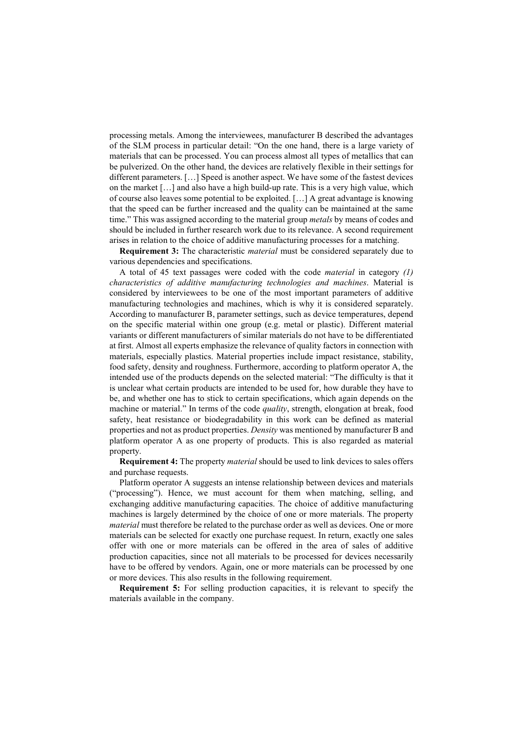processing metals. Among the interviewees, manufacturer B described the advantages of the SLM process in particular detail: "On the one hand, there is a large variety of materials that can be processed. You can process almost all types of metallics that can be pulverized. On the other hand, the devices are relatively flexible in their settings for different parameters. […] Speed is another aspect. We have some of the fastest devices on the market […] and also have a high build-up rate. This is a very high value, which of course also leaves some potential to be exploited. […] A great advantage is knowing that the speed can be further increased and the quality can be maintained at the same time." This was assigned according to the material group *metals* by means of codes and should be included in further research work due to its relevance. A second requirement arises in relation to the choice of additive manufacturing processes for a matching.

**Requirement 3:** The characteristic *material* must be considered separately due to various dependencies and specifications.

A total of 45 text passages were coded with the code *material* in category *(1) characteristics of additive manufacturing technologies and machines*. Material is considered by interviewees to be one of the most important parameters of additive manufacturing technologies and machines, which is why it is considered separately. According to manufacturer B, parameter settings, such as device temperatures, depend on the specific material within one group (e.g. metal or plastic). Different material variants or different manufacturers of similar materials do not have to be differentiated at first. Almost all experts emphasize the relevance of quality factors in connection with materials, especially plastics. Material properties include impact resistance, stability, food safety, density and roughness. Furthermore, according to platform operator A, the intended use of the products depends on the selected material: "The difficulty is that it is unclear what certain products are intended to be used for, how durable they have to be, and whether one has to stick to certain specifications, which again depends on the machine or material." In terms of the code *quality*, strength, elongation at break, food safety, heat resistance or biodegradability in this work can be defined as material properties and not as product properties. *Density* was mentioned by manufacturer B and platform operator A as one property of products. This is also regarded as material property.

**Requirement 4:** The property *material* should be used to link devices to sales offers and purchase requests.

Platform operator A suggests an intense relationship between devices and materials ("processing"). Hence, we must account for them when matching, selling, and exchanging additive manufacturing capacities. The choice of additive manufacturing machines is largely determined by the choice of one or more materials. The property *material* must therefore be related to the purchase order as well as devices. One or more materials can be selected for exactly one purchase request. In return, exactly one sales offer with one or more materials can be offered in the area of sales of additive production capacities, since not all materials to be processed for devices necessarily have to be offered by vendors. Again, one or more materials can be processed by one or more devices. This also results in the following requirement.

**Requirement 5:** For selling production capacities, it is relevant to specify the materials available in the company.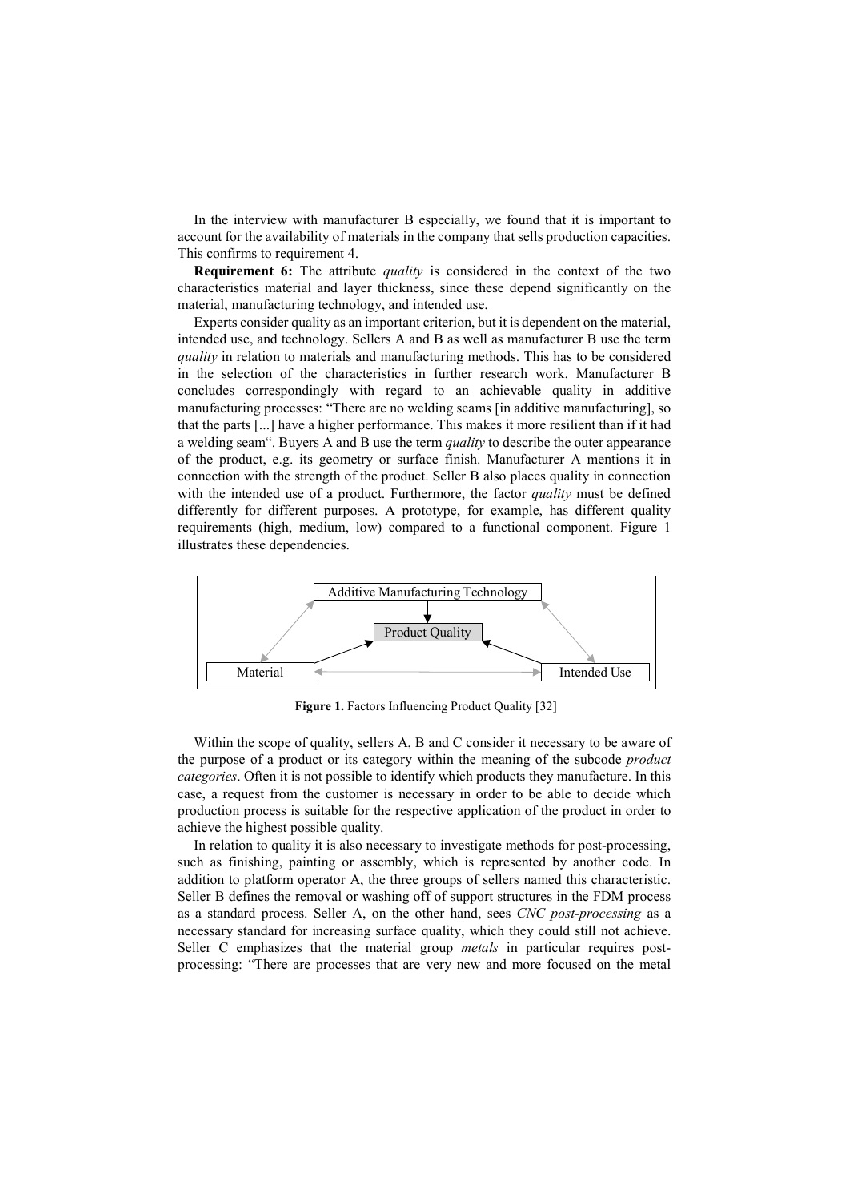In the interview with manufacturer B especially, we found that it is important to account for the availability of materials in the company that sells production capacities. This confirms to requirement 4.

**Requirement 6:** The attribute *quality* is considered in the context of the two characteristics material and layer thickness, since these depend significantly on the material, manufacturing technology, and intended use.

Experts consider quality as an important criterion, but it is dependent on the material, intended use, and technology. Sellers A and B as well as manufacturer B use the term *quality* in relation to materials and manufacturing methods. This has to be considered in the selection of the characteristics in further research work. Manufacturer B concludes correspondingly with regard to an achievable quality in additive manufacturing processes: "There are no welding seams [in additive manufacturing], so that the parts [...] have a higher performance. This makes it more resilient than if it had a welding seam". Buyers A and B use the term *quality* to describe the outer appearance of the product, e.g. its geometry or surface finish. Manufacturer A mentions it in connection with the strength of the product. Seller B also places quality in connection with the intended use of a product. Furthermore, the factor *quality* must be defined differently for different purposes. A prototype, for example, has different quality requirements (high, medium, low) compared to a functional component. Figure 1 illustrates these dependencies.

Additive Manufacturing Technology

Product Quality

Material

Intended Use

**Figure 1.** Factors Influencing Product Quality [32]

Within the scope of quality, sellers A, B and C consider it necessary to be aware of the purpose of a product or its category within the meaning of the subcode *product categories*. Often it is not possible to identify which products they manufacture. In this case, a request from the customer is necessary in order to be able to decide which production process is suitable for the respective application of the product in order to achieve the highest possible quality.

In relation to quality it is also necessary to investigate methods for post-processing, such as finishing, painting or assembly, which is represented by another code. In addition to platform operator A, the three groups of sellers named this characteristic. Seller B defines the removal or washing off of support structures in the FDM process as a standard process. Seller A, on the other hand, sees *CNC post-processing* as a necessary standard for increasing surface quality, which they could still not achieve. Seller C emphasizes that the material group *metals* in particular requires post-processing: "There are processes that are very new and more focused on the metal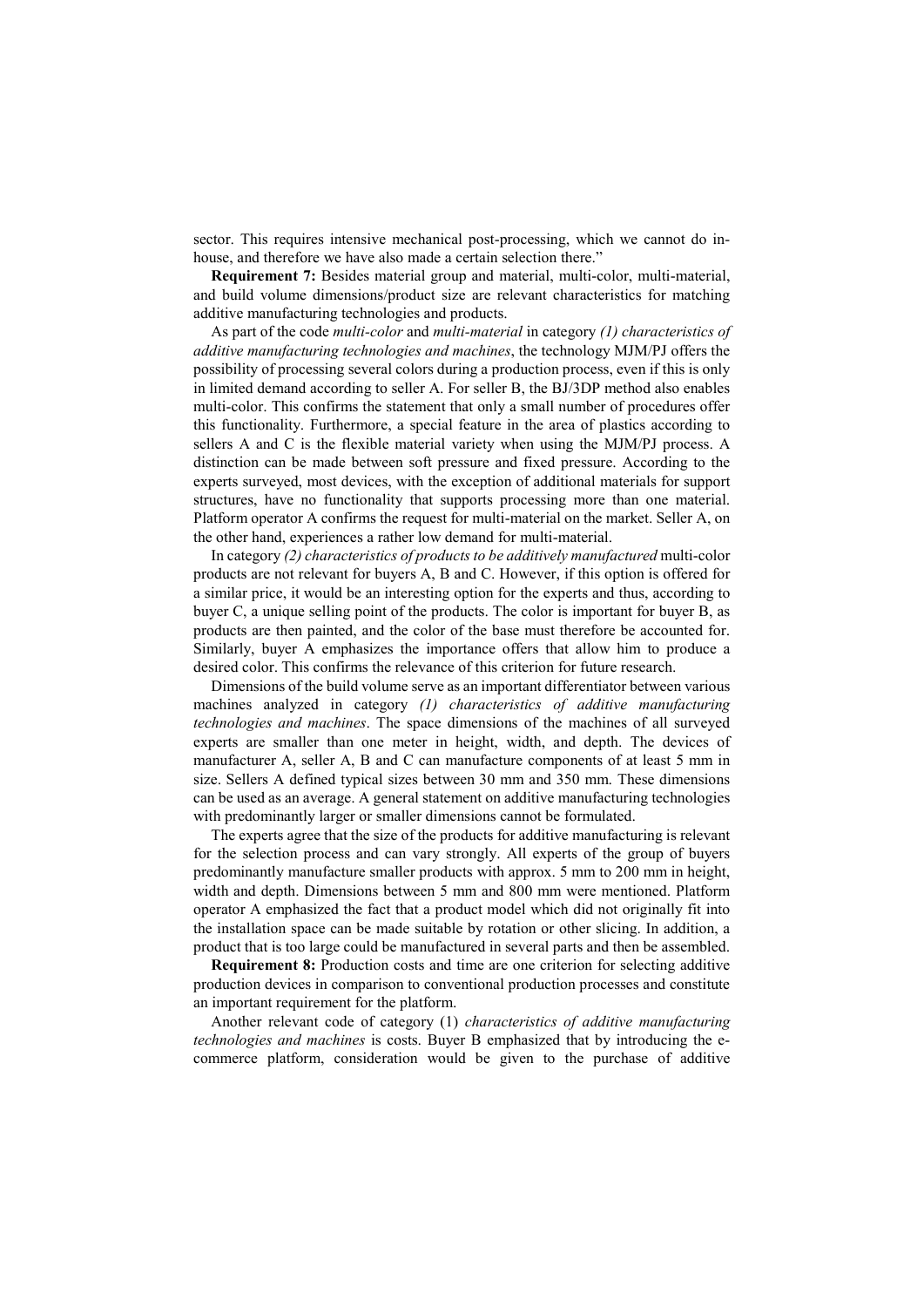sector. This requires intensive mechanical post-processing, which we cannot do in-house, and therefore we have also made a certain selection there."

**Requirement 7:** Besides material group and material, multi-color, multi-material, and build volume dimensions/product size are relevant characteristics for matching additive manufacturing technologies and products.

As part of the code *multi-color* and *multi-material* in category *(1) characteristics of additive manufacturing technologies and machines*, the technology MJM/PJ offers the possibility of processing several colors during a production process, even if this is only in limited demand according to seller A. For seller B, the BJ/3DP method also enables multi-color. This confirms the statement that only a small number of procedures offer this functionality. Furthermore, a special feature in the area of plastics according to sellers A and C is the flexible material variety when using the MJM/PJ process. A distinction can be made between soft pressure and fixed pressure. According to the experts surveyed, most devices, with the exception of additional materials for support structures, have no functionality that supports processing more than one material. Platform operator A confirms the request for multi-material on the market. Seller A, on the other hand, experiences a rather low demand for multi-material.

In category *(2) characteristics of products to be additively manufactured* multi-color products are not relevant for buyers A, B and C. However, if this option is offered for a similar price, it would be an interesting option for the experts and thus, according to buyer C, a unique selling point of the products. The color is important for buyer B, as products are then painted, and the color of the base must therefore be accounted for. Similarly, buyer A emphasizes the importance offers that allow him to produce a desired color. This confirms the relevance of this criterion for future research.

Dimensions of the build volume serve as an important differentiator between various machines analyzed in category *(1) characteristics of additive manufacturing technologies and machines*. The space dimensions of the machines of all surveyed experts are smaller than one meter in height, width, and depth. The devices of manufacturer A, seller A, B and C can manufacture components of at least 5 mm in size. Sellers A defined typical sizes between 30 mm and 350 mm. These dimensions can be used as an average. A general statement on additive manufacturing technologies with predominantly larger or smaller dimensions cannot be formulated.

The experts agree that the size of the products for additive manufacturing is relevant for the selection process and can vary strongly. All experts of the group of buyers predominantly manufacture smaller products with approx. 5 mm to 200 mm in height, width and depth. Dimensions between 5 mm and 800 mm were mentioned. Platform operator A emphasized the fact that a product model which did not originally fit into the installation space can be made suitable by rotation or other slicing. In addition, a product that is too large could be manufactured in several parts and then be assembled.

**Requirement 8:** Production costs and time are one criterion for selecting additive production devices in comparison to conventional production processes and constitute an important requirement for the platform.

Another relevant code of category (1) *characteristics of additive manufacturing technologies and machines* is costs. Buyer B emphasized that by introducing the e-commerce platform, consideration would be given to the purchase of additive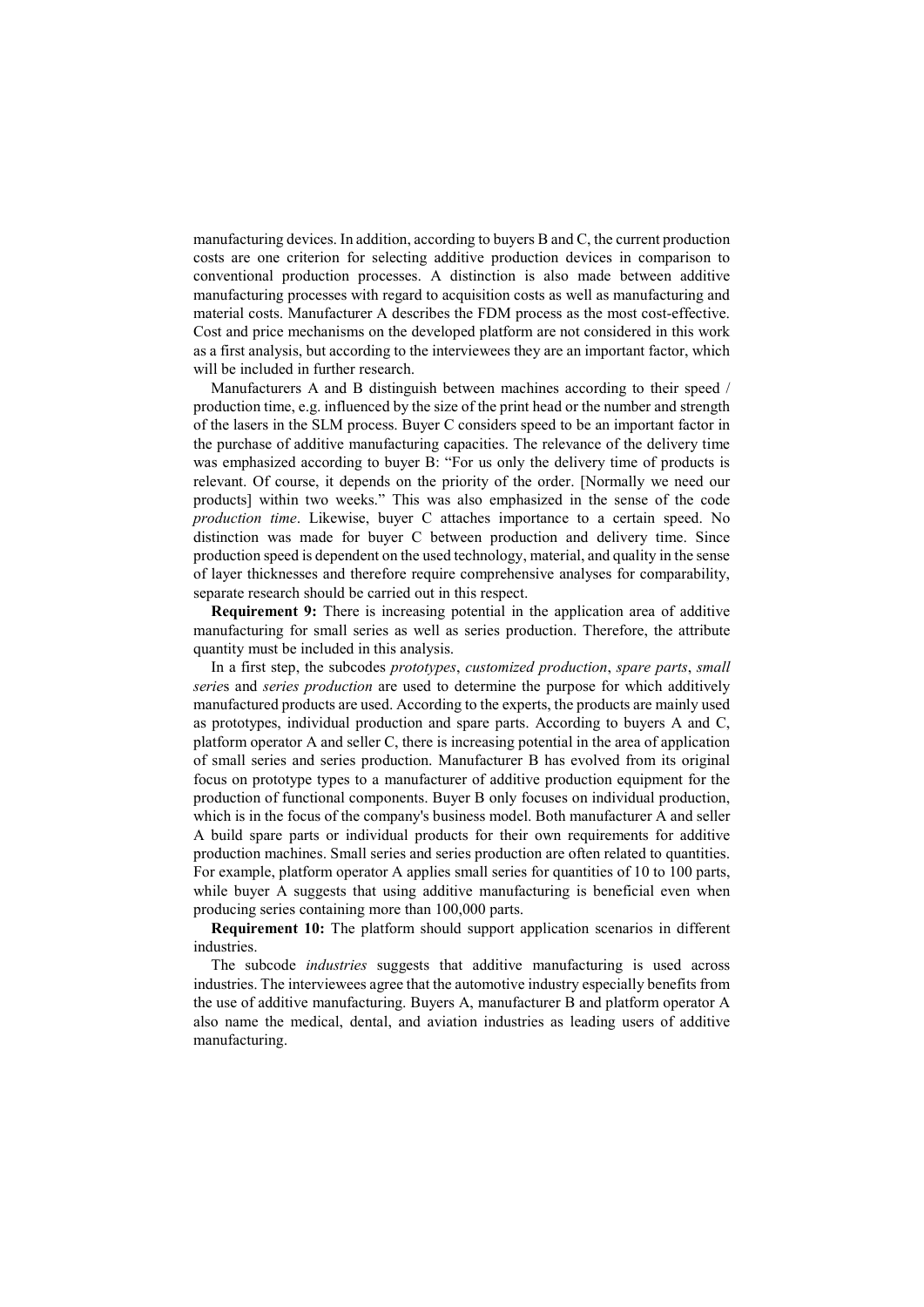manufacturing devices. In addition, according to buyers B and C, the current production costs are one criterion for selecting additive production devices in comparison to conventional production processes. A distinction is also made between additive manufacturing processes with regard to acquisition costs as well as manufacturing and material costs. Manufacturer A describes the FDM process as the most cost-effective. Cost and price mechanisms on the developed platform are not considered in this work as a first analysis, but according to the interviewees they are an important factor, which will be included in further research.

Manufacturers A and B distinguish between machines according to their speed / production time, e.g. influenced by the size of the print head or the number and strength of the lasers in the SLM process. Buyer C considers speed to be an important factor in the purchase of additive manufacturing capacities. The relevance of the delivery time was emphasized according to buyer B: "For us only the delivery time of products is relevant. Of course, it depends on the priority of the order. [Normally we need our products] within two weeks." This was also emphasized in the sense of the code *production time*. Likewise, buyer C attaches importance to a certain speed. No distinction was made for buyer C between production and delivery time. Since production speed is dependent on the used technology, material, and quality in the sense of layer thicknesses and therefore require comprehensive analyses for comparability, separate research should be carried out in this respect.

**Requirement 9:** There is increasing potential in the application area of additive manufacturing for small series as well as series production. Therefore, the attribute quantity must be included in this analysis.

In a first step, the subcodes *prototypes*, *customized production*, *spare parts*, *small serie*s and *series production* are used to determine the purpose for which additively manufactured products are used. According to the experts, the products are mainly used as prototypes, individual production and spare parts. According to buyers A and C, platform operator A and seller C, there is increasing potential in the area of application of small series and series production. Manufacturer B has evolved from its original focus on prototype types to a manufacturer of additive production equipment for the production of functional components. Buyer B only focuses on individual production, which is in the focus of the company's business model. Both manufacturer A and seller A build spare parts or individual products for their own requirements for additive production machines. Small series and series production are often related to quantities. For example, platform operator A applies small series for quantities of 10 to 100 parts, while buyer A suggests that using additive manufacturing is beneficial even when producing series containing more than 100,000 parts.

**Requirement 10:** The platform should support application scenarios in different industries.

The subcode *industries* suggests that additive manufacturing is used across industries. The interviewees agree that the automotive industry especially benefits from the use of additive manufacturing. Buyers A, manufacturer B and platform operator A also name the medical, dental, and aviation industries as leading users of additive manufacturing.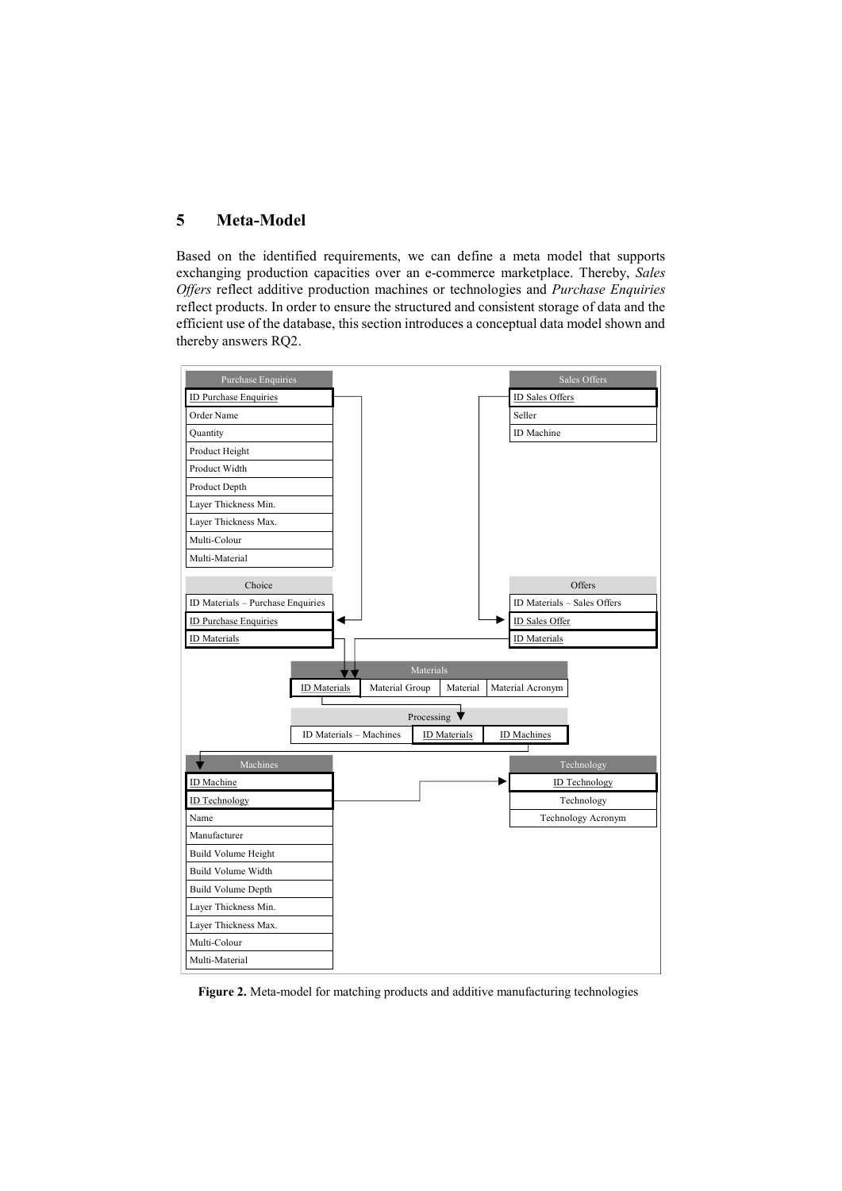## 5 Meta-Model

Based on the identified requirements, we can define a meta model that supports exchanging production capacities over an e-commerce marketplace. Thereby, *Sales Offers* reflect additive production machines or technologies and *Purchase Enquiries* reflect products. In order to ensure the structured and consistent storage of data and the efficient use of the database, this section introduces a conceptual data model shown and thereby answers RQ2.

| Purchase Enquiries |
|---|
| ID Purchase Enquiries |
| Order Name |
| Quantity |
| Product Height |
| Product Width |
| Product Depth |
| Layer Thickness Min. |
| Layer Thickness Max. |
| Multi-Colour |
| Multi-Material |

| Sales Offers |
|---|
| ID Sales Offers |
| Seller |
| ID Machine |

| Choice |
|---|
| ID Materials – Purchase Enquiries |
| ID Purchase Enquiries |
| ID Materials |

| Offers |
|---|
| ID Materials – Sales Offers |
| ID Sales Offer |
| ID Materials |

| Materials | | | |
|---|---|---|---|
| ID Materials | Material Group | Material | Material Acronym |

| Processing | | |
|---|---|---|
| ID Materials – Machines | ID Materials | ID Machines |

| Machines |
|---|
| ID Machine |
| ID Technology |
| Name |
| Manufacturer |
| Build Volume Height |
| Build Volume Width |
| Build Volume Depth |
| Layer Thickness Min. |
| Layer Thickness Max. |
| Multi-Colour |
| Multi-Material |

| Technology |
|---|
| ID Technology |
| Technology |
| Technology Acronym |

**Figure 2.** Meta-model for matching products and additive manufacturing technologies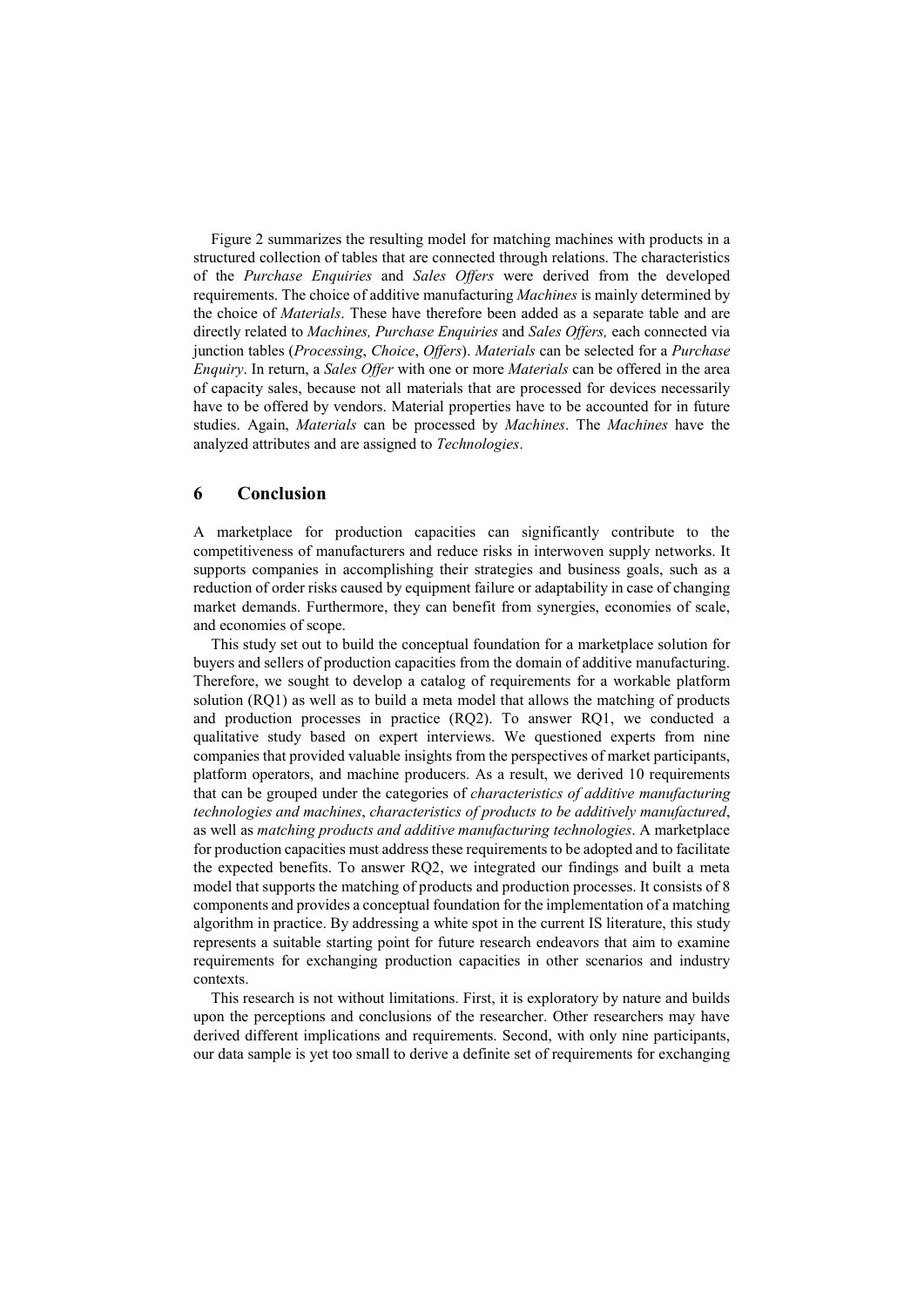Figure 2 summarizes the resulting model for matching machines with products in a structured collection of tables that are connected through relations. The characteristics of the *Purchase Enquiries* and *Sales Offers* were derived from the developed requirements. The choice of additive manufacturing *Machines* is mainly determined by the choice of *Materials*. These have therefore been added as a separate table and are directly related to *Machines, Purchase Enquiries* and *Sales Offers,* each connected via junction tables (*Processing*, *Choice*, *Offers*). *Materials* can be selected for a *Purchase Enquiry*. In return, a *Sales Offer* with one or more *Materials* can be offered in the area of capacity sales, because not all materials that are processed for devices necessarily have to be offered by vendors. Material properties have to be accounted for in future studies. Again, *Materials* can be processed by *Machines*. The *Machines* have the analyzed attributes and are assigned to *Technologies*.

## 6 Conclusion

A marketplace for production capacities can significantly contribute to the competitiveness of manufacturers and reduce risks in interwoven supply networks. It supports companies in accomplishing their strategies and business goals, such as a reduction of order risks caused by equipment failure or adaptability in case of changing market demands. Furthermore, they can benefit from synergies, economies of scale, and economies of scope.

This study set out to build the conceptual foundation for a marketplace solution for buyers and sellers of production capacities from the domain of additive manufacturing. Therefore, we sought to develop a catalog of requirements for a workable platform solution (RQ1) as well as to build a meta model that allows the matching of products and production processes in practice (RQ2). To answer RQ1, we conducted a qualitative study based on expert interviews. We questioned experts from nine companies that provided valuable insights from the perspectives of market participants, platform operators, and machine producers. As a result, we derived 10 requirements that can be grouped under the categories of *characteristics of additive manufacturing technologies and machines*, *characteristics of products to be additively manufactured*, as well as *matching products and additive manufacturing technologies*. A marketplace for production capacities must address these requirements to be adopted and to facilitate the expected benefits. To answer RQ2, we integrated our findings and built a meta model that supports the matching of products and production processes. It consists of 8 components and provides a conceptual foundation for the implementation of a matching algorithm in practice. By addressing a white spot in the current IS literature, this study represents a suitable starting point for future research endeavors that aim to examine requirements for exchanging production capacities in other scenarios and industry contexts.

This research is not without limitations. First, it is exploratory by nature and builds upon the perceptions and conclusions of the researcher. Other researchers may have derived different implications and requirements. Second, with only nine participants, our data sample is yet too small to derive a definite set of requirements for exchanging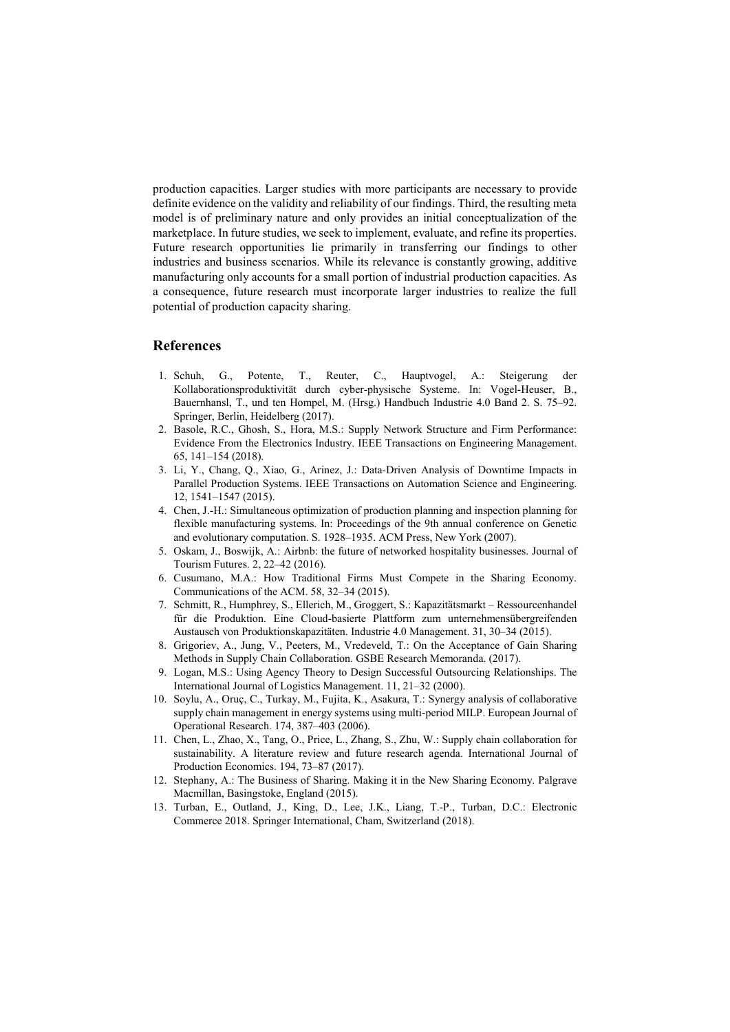production capacities. Larger studies with more participants are necessary to provide definite evidence on the validity and reliability of our findings. Third, the resulting meta model is of preliminary nature and only provides an initial conceptualization of the marketplace. In future studies, we seek to implement, evaluate, and refine its properties. Future research opportunities lie primarily in transferring our findings to other industries and business scenarios. While its relevance is constantly growing, additive manufacturing only accounts for a small portion of industrial production capacities. As a consequence, future research must incorporate larger industries to realize the full potential of production capacity sharing.

## References

1. Schuh, G., Potente, T., Reuter, C., Hauptvogel, A.: Steigerung der Kollaborationsproduktivität durch cyber-physische Systeme. In: Vogel-Heuser, B., Bauernhansl, T., und ten Hompel, M. (Hrsg.) Handbuch Industrie 4.0 Band 2. S. 75–92. Springer, Berlin, Heidelberg (2017).
2. Basole, R.C., Ghosh, S., Hora, M.S.: Supply Network Structure and Firm Performance: Evidence From the Electronics Industry. IEEE Transactions on Engineering Management. 65, 141–154 (2018).
3. Li, Y., Chang, Q., Xiao, G., Arinez, J.: Data-Driven Analysis of Downtime Impacts in Parallel Production Systems. IEEE Transactions on Automation Science and Engineering. 12, 1541–1547 (2015).
4. Chen, J.-H.: Simultaneous optimization of production planning and inspection planning for flexible manufacturing systems. In: Proceedings of the 9th annual conference on Genetic and evolutionary computation. S. 1928–1935. ACM Press, New York (2007).
5. Oskam, J., Boswijk, A.: Airbnb: the future of networked hospitality businesses. Journal of Tourism Futures. 2, 22–42 (2016).
6. Cusumano, M.A.: How Traditional Firms Must Compete in the Sharing Economy. Communications of the ACM. 58, 32–34 (2015).
7. Schmitt, R., Humphrey, S., Ellerich, M., Groggert, S.: Kapazitätsmarkt – Ressourcenhandel für die Produktion. Eine Cloud-basierte Plattform zum unternehmensübergreifenden Austausch von Produktionskapazitäten. Industrie 4.0 Management. 31, 30–34 (2015).
8. Grigoriev, A., Jung, V., Peeters, M., Vredeveld, T.: On the Acceptance of Gain Sharing Methods in Supply Chain Collaboration. GSBE Research Memoranda. (2017).
9. Logan, M.S.: Using Agency Theory to Design Successful Outsourcing Relationships. The International Journal of Logistics Management. 11, 21–32 (2000).
10. Soylu, A., Oruç, C., Turkay, M., Fujita, K., Asakura, T.: Synergy analysis of collaborative supply chain management in energy systems using multi-period MILP. European Journal of Operational Research. 174, 387–403 (2006).
11. Chen, L., Zhao, X., Tang, O., Price, L., Zhang, S., Zhu, W.: Supply chain collaboration for sustainability. A literature review and future research agenda. International Journal of Production Economics. 194, 73–87 (2017).
12. Stephany, A.: The Business of Sharing. Making it in the New Sharing Economy. Palgrave Macmillan, Basingstoke, England (2015).
13. Turban, E., Outland, J., King, D., Lee, J.K., Liang, T.-P., Turban, D.C.: Electronic Commerce 2018. Springer International, Cham, Switzerland (2018).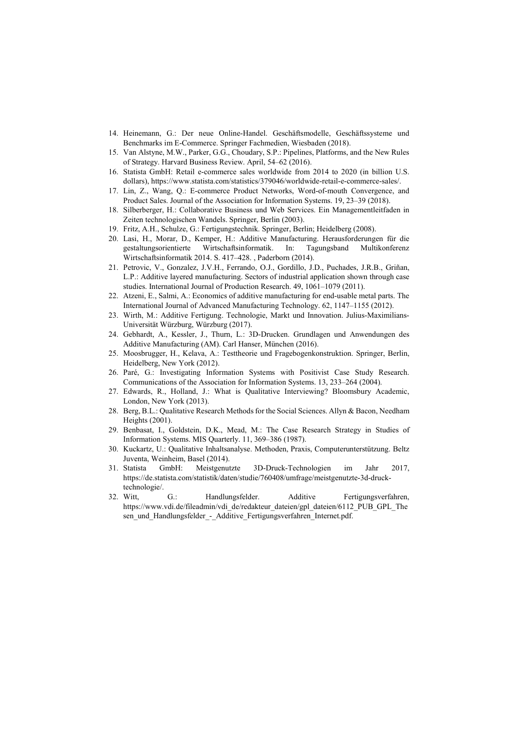14. Heinemann, G.: Der neue Online-Handel. Geschäftsmodelle, Geschäftssysteme und Benchmarks im E-Commerce. Springer Fachmedien, Wiesbaden (2018).
15. Van Alstyne, M.W., Parker, G.G., Choudary, S.P.: Pipelines, Platforms, and the New Rules of Strategy. Harvard Business Review. April, 54–62 (2016).
16. Statista GmbH: Retail e-commerce sales worldwide from 2014 to 2020 (in billion U.S. dollars), https://www.statista.com/statistics/379046/worldwide-retail-e-commerce-sales/.
17. Lin, Z., Wang, Q.: E-commerce Product Networks, Word-of-mouth Convergence, and Product Sales. Journal of the Association for Information Systems. 19, 23–39 (2018).
18. Silberberger, H.: Collaborative Business und Web Services. Ein Managementleitfaden in Zeiten technologischen Wandels. Springer, Berlin (2003).
19. Fritz, A.H., Schulze, G.: Fertigungstechnik. Springer, Berlin; Heidelberg (2008).
20. Lasi, H., Morar, D., Kemper, H.: Additive Manufacturing. Herausforderungen für die gestaltungsorientierte Wirtschaftsinformatik. In: Tagungsband Multikonferenz Wirtschaftsinformatik 2014. S. 417–428. , Paderborn (2014).
21. Petrovic, V., Gonzalez, J.V.H., Ferrando, O.J., Gordillo, J.D., Puchades, J.R.B., Griñan, L.P.: Additive layered manufacturing. Sectors of industrial application shown through case studies. International Journal of Production Research. 49, 1061–1079 (2011).
22. Atzeni, E., Salmi, A.: Economics of additive manufacturing for end-usable metal parts. The International Journal of Advanced Manufacturing Technology. 62, 1147–1155 (2012).
23. Wirth, M.: Additive Fertigung. Technologie, Markt und Innovation. Julius-Maximilians-Universität Würzburg, Würzburg (2017).
24. Gebhardt, A., Kessler, J., Thurn, L.: 3D-Drucken. Grundlagen und Anwendungen des Additive Manufacturing (AM). Carl Hanser, München (2016).
25. Moosbrugger, H., Kelava, A.: Testtheorie und Fragebogenkonstruktion. Springer, Berlin, Heidelberg, New York (2012).
26. Paré, G.: Investigating Information Systems with Positivist Case Study Research. Communications of the Association for Information Systems. 13, 233–264 (2004).
27. Edwards, R., Holland, J.: What is Qualitative Interviewing? Bloomsbury Academic, London, New York (2013).
28. Berg, B.L.: Qualitative Research Methods for the Social Sciences. Allyn & Bacon, Needham Heights (2001).
29. Benbasat, I., Goldstein, D.K., Mead, M.: The Case Research Strategy in Studies of Information Systems. MIS Quarterly. 11, 369–386 (1987).
30. Kuckartz, U.: Qualitative Inhaltsanalyse. Methoden, Praxis, Computerunterstützung. Beltz Juventa, Weinheim, Basel (2014).
31. Statista GmbH: Meistgenutzte 3D-Druck-Technologien im Jahr 2017, https://de.statista.com/statistik/daten/studie/760408/umfrage/meistgenutzte-3d-druck-technologie/.
32. Witt, G.: Handlungsfelder. Additive Fertigungsverfahren, https://www.vdi.de/fileadmin/vdi_de/redakteur_dateien/gpl_dateien/6112_PUB_GPL_Thesen_und_Handlungsfelder_-_Additive_Fertigungsverfahren_Internet.pdf.